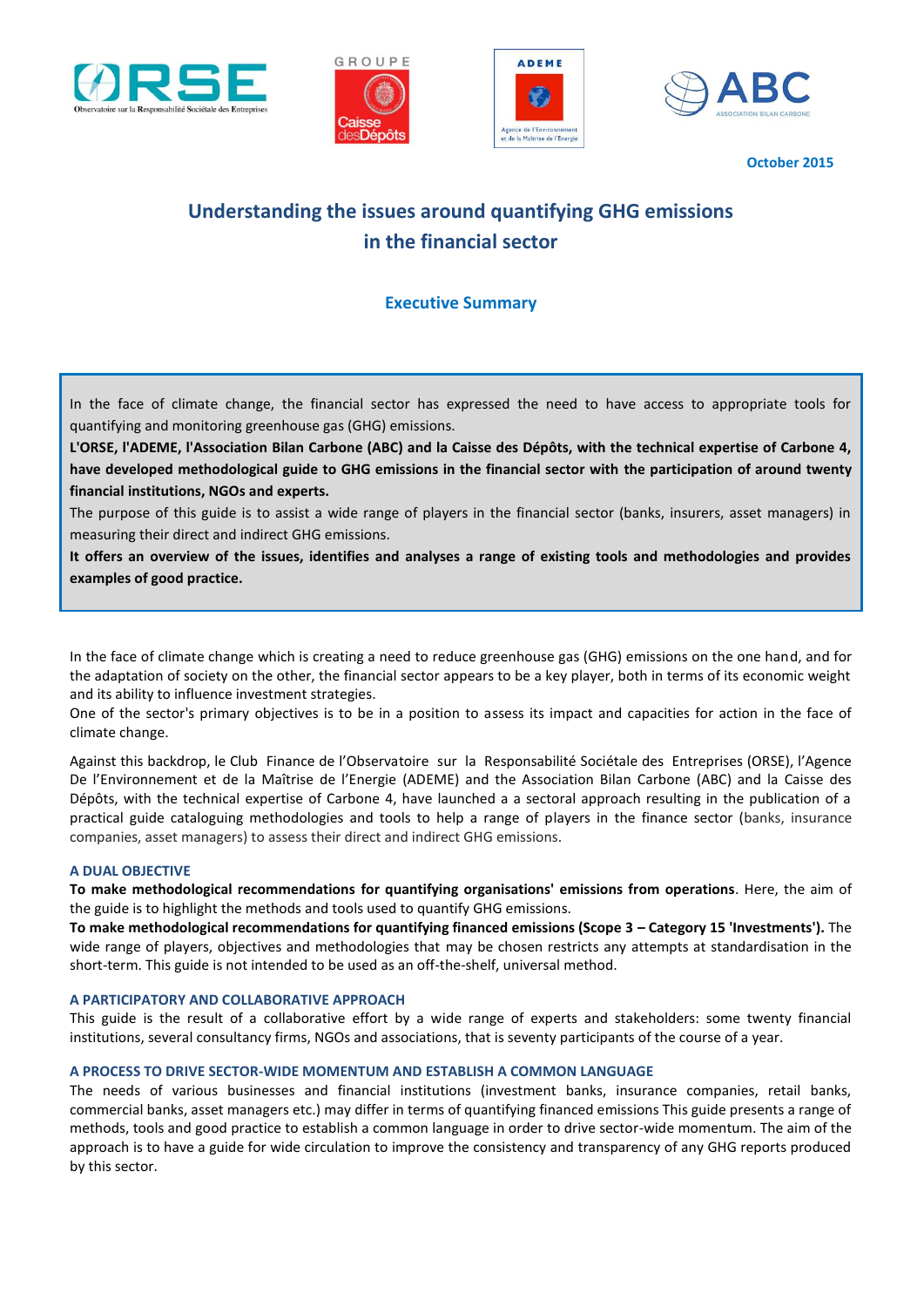October 2015

# Understanding the issues around quantifying GHG emissions in the financial sector

## Executive Summary

In the face of climate change, the financial sector has expressed the need to have access to appropriate tools for quantifying and monitoring greenhouse gas (GHG) emissions.

**L'ORSE, l'ADEME, l'Association Bilan Carbone (ABC) and la Caisse des Dépôts, with the technical expertise of Carbone 4, have developed methodological guide to GHG emissions in the financial sector with the participation of around twenty financial institutions, NGOs and experts.**

The purpose of this guide is to assist a wide range of players in the financial sector (banks, insurers, asset managers) in measuring their direct and indirect GHG emissions.

**It offers an overview of the issues, identifies and analyses a range of existing tools and methodologies and provides examples of good practice.**

In the face of climate change which is creating a need to reduce greenhouse gas (GHG) emissions on the one hand, and for the adaptation of society on the other, the financial sector appears to be a key player, both in terms of its economic weight and its ability to influence investment strategies.

One of the sector's primary objectives is to be in a position to assess its impact and capacities for action in the face of climate change.

Against this backdrop, le Club Finance de l'Observatoire sur la Responsabilité Sociétale des Entreprises (ORSE), l'Agence De l'Environnement et de la Maîtrise de l'Energie (ADEME) and the Association Bilan Carbone (ABC) and la Caisse des Dépôts, with the technical expertise of Carbone 4, have launched a a sectoral approach resulting in the publication of a practical guide cataloguing methodologies and tools to help a range of players in the finance sector (banks, insurance companies, asset managers) to assess their direct and indirect GHG emissions.

### A DUAL OBJECTIVE

**To make methodological recommendations for quantifying organisations' emissions from operations**. Here, the aim of the guide is to highlight the methods and tools used to quantify GHG emissions.

**To make methodological recommendations for quantifying financed emissions (Scope 3 – Category 15 'Investments').** The wide range of players, objectives and methodologies that may be chosen restricts any attempts at standardisation in the short-term. This guide is not intended to be used as an off-the-shelf, universal method.

### A PARTICIPATORY AND COLLABORATIVE APPROACH

This guide is the result of a collaborative effort by a wide range of experts and stakeholders: some twenty financial institutions, several consultancy firms, NGOs and associations, that is seventy participants of the course of a year.

### A PROCESS TO DRIVE SECTOR-WIDE MOMENTUM AND ESTABLISH A COMMON LANGUAGE

The needs of various businesses and financial institutions (investment banks, insurance companies, retail banks, commercial banks, asset managers etc.) may differ in terms of quantifying financed emissions This guide presents a range of methods, tools and good practice to establish a common language in order to drive sector-wide momentum. The aim of the approach is to have a guide for wide circulation to improve the consistency and transparency of any GHG reports produced by this sector.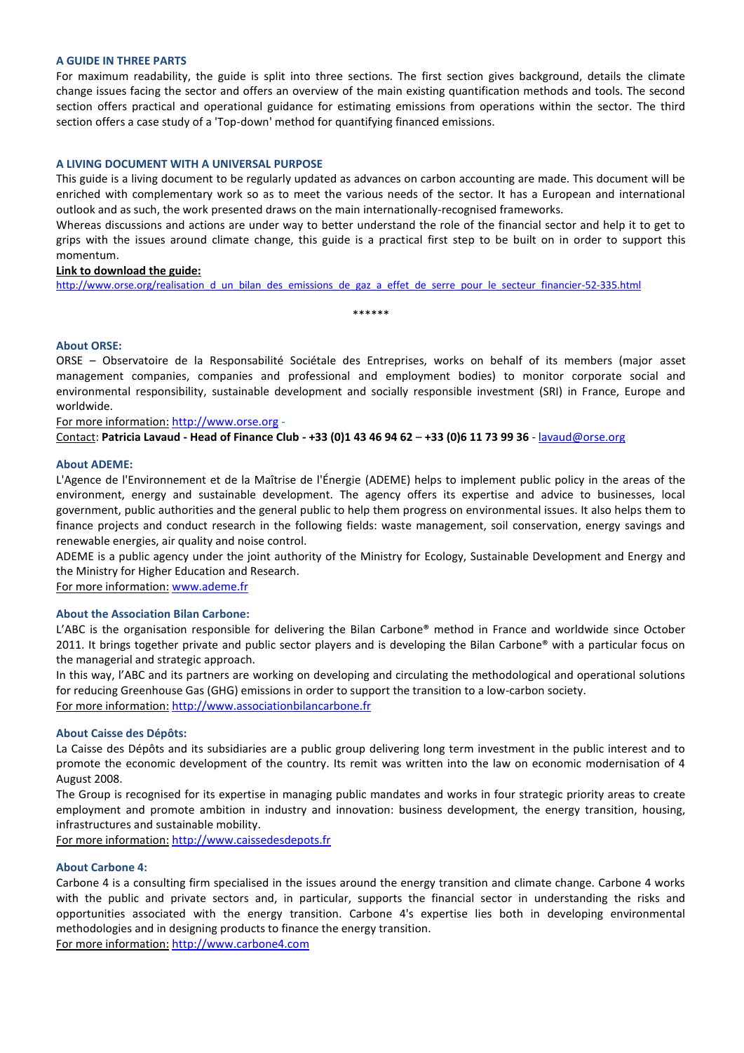### A GUIDE IN THREE PARTS

For maximum readability, the guide is split into three sections. The first section gives background, details the climate change issues facing the sector and offers an overview of the main existing quantification methods and tools. The second section offers practical and operational guidance for estimating emissions from operations within the sector. The third section offers a case study of a 'Top-down' method for quantifying financed emissions.

### A LIVING DOCUMENT WITH A UNIVERSAL PURPOSE

This guide is a living document to be regularly updated as advances on carbon accounting are made. This document will be enriched with complementary work so as to meet the various needs of the sector. It has a European and international outlook and as such, the work presented draws on the main internationally-recognised frameworks.

Whereas discussions and actions are under way to better understand the role of the financial sector and help it to get to grips with the issues around climate change, this guide is a practical first step to be built on in order to support this momentum.

**Link to download the guide:**

http://www.orse.org/realisation_d_un_bilan_des_emissions_de_gaz_a_effet_de_serre_pour_le_secteur_financier-52-335.html

******

### About ORSE:

ORSE – Observatoire de la Responsabilité Sociétale des Entreprises, works on behalf of its members (major asset management companies, companies and professional and employment bodies) to monitor corporate social and environmental responsibility, sustainable development and socially responsible investment (SRI) in France, Europe and worldwide.

For more information: http://www.orse.org -

Contact: **Patricia Lavaud - Head of Finance Club - +33 (0)1 43 46 94 62** – **+33 (0)6 11 73 99 36** - lavaud@orse.org

### About ADEME:

L'Agence de l'Environnement et de la Maîtrise de l'Énergie (ADEME) helps to implement public policy in the areas of the environment, energy and sustainable development. The agency offers its expertise and advice to businesses, local government, public authorities and the general public to help them progress on environmental issues. It also helps them to finance projects and conduct research in the following fields: waste management, soil conservation, energy savings and renewable energies, air quality and noise control.

ADEME is a public agency under the joint authority of the Ministry for Ecology, Sustainable Development and Energy and the Ministry for Higher Education and Research.

For more information: www.ademe.fr

### About the Association Bilan Carbone:

L'ABC is the organisation responsible for delivering the Bilan Carbone® method in France and worldwide since October 2011. It brings together private and public sector players and is developing the Bilan Carbone® with a particular focus on the managerial and strategic approach.

In this way, l'ABC and its partners are working on developing and circulating the methodological and operational solutions for reducing Greenhouse Gas (GHG) emissions in order to support the transition to a low-carbon society.

For more information: http://www.associationbilancarbone.fr

### About Caisse des Dépôts:

La Caisse des Dépôts and its subsidiaries are a public group delivering long term investment in the public interest and to promote the economic development of the country. Its remit was written into the law on economic modernisation of 4 August 2008.

The Group is recognised for its expertise in managing public mandates and works in four strategic priority areas to create employment and promote ambition in industry and innovation: business development, the energy transition, housing, infrastructures and sustainable mobility.

For more information: http://www.caissedesdepots.fr

### About Carbone 4:

Carbone 4 is a consulting firm specialised in the issues around the energy transition and climate change. Carbone 4 works with the public and private sectors and, in particular, supports the financial sector in understanding the risks and opportunities associated with the energy transition. Carbone 4's expertise lies both in developing environmental methodologies and in designing products to finance the energy transition.

For more information: http://www.carbone4.com